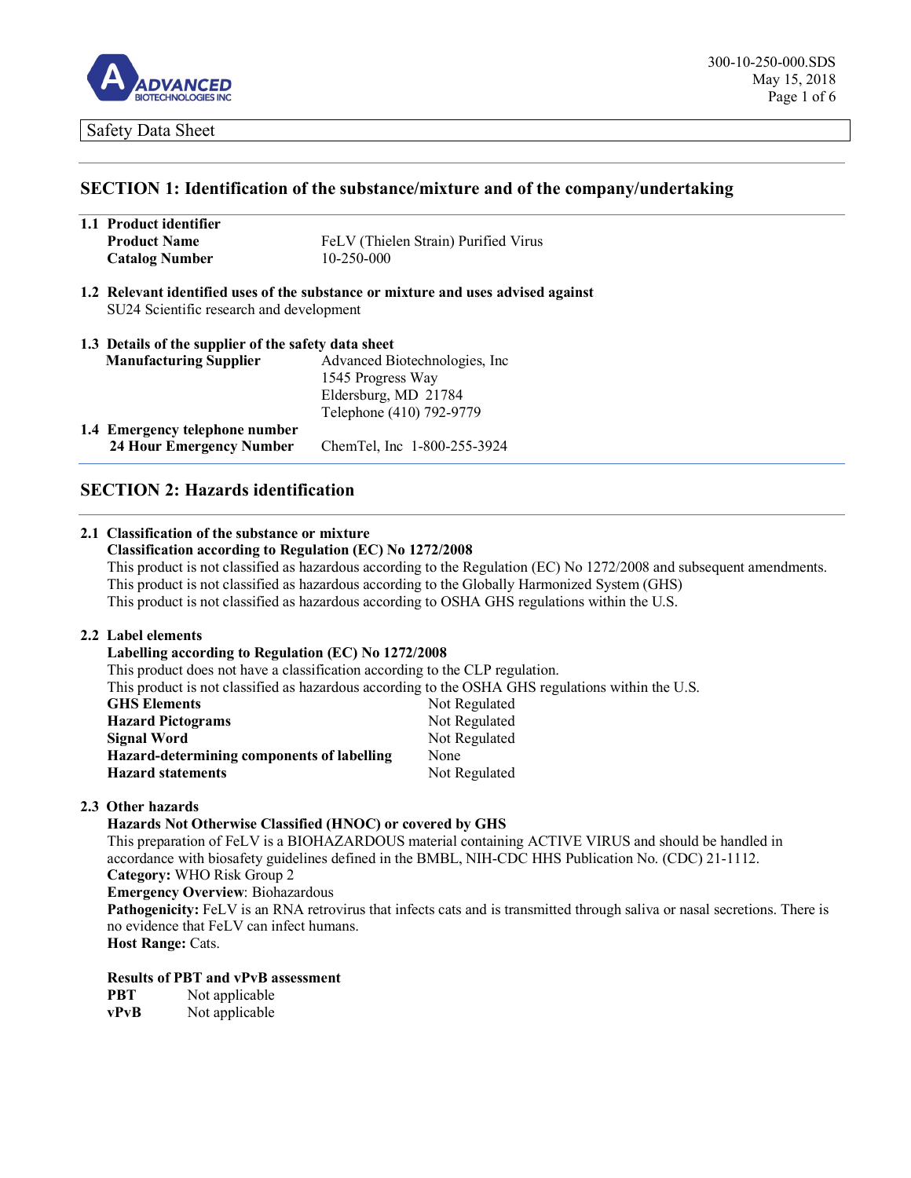Safety Data Sheet

## SECTION 1: Identification of the substance/mixture and of the company/undertaking

**1.1 Product identifier**

| | |
|---|---|
| **Product Name** | FeLV (Thielen Strain) Purified Virus |
| **Catalog Number** | 10-250-000 |

**1.2 Relevant identified uses of the substance or mixture and uses advised against**

SU24 Scientific research and development

**1.3 Details of the supplier of the safety data sheet**

**Manufacturing Supplier**
Advanced Biotechnologies, Inc
1545 Progress Way
Eldersburg, MD 21784
Telephone (410) 792-9779

**1.4 Emergency telephone number**

**24 Hour Emergency Number** ChemTel, Inc 1-800-255-3924

## SECTION 2: Hazards identification

**2.1 Classification of the substance or mixture**

**Classification according to Regulation (EC) No 1272/2008**

This product is not classified as hazardous according to the Regulation (EC) No 1272/2008 and subsequent amendments.
This product is not classified as hazardous according to the Globally Harmonized System (GHS)
This product is not classified as hazardous according to OSHA GHS regulations within the U.S.

**2.2 Label elements**

**Labelling according to Regulation (EC) No 1272/2008**

This product does not have a classification according to the CLP regulation.
This product is not classified as hazardous according to the OSHA GHS regulations within the U.S.

| | |
|---|---|
| **GHS Elements** | Not Regulated |
| **Hazard Pictograms** | Not Regulated |
| **Signal Word** | Not Regulated |
| **Hazard-determining components of labelling** | None |
| **Hazard statements** | Not Regulated |

**2.3 Other hazards**

**Hazards Not Otherwise Classified (HNOC) or covered by GHS**

This preparation of FeLV is a BIOHAZARDOUS material containing ACTIVE VIRUS and should be handled in accordance with biosafety guidelines defined in the BMBL, NIH-CDC HHS Publication No. (CDC) 21-1112.

**Category:** WHO Risk Group 2

**Emergency Overview**: Biohazardous

**Pathogenicity:** FeLV is an RNA retrovirus that infects cats and is transmitted through saliva or nasal secretions. There is no evidence that FeLV can infect humans.

**Host Range:** Cats.

**Results of PBT and vPvB assessment**

| | |
|---|---|
| **PBT** | Not applicable |
| **vPvB** | Not applicable |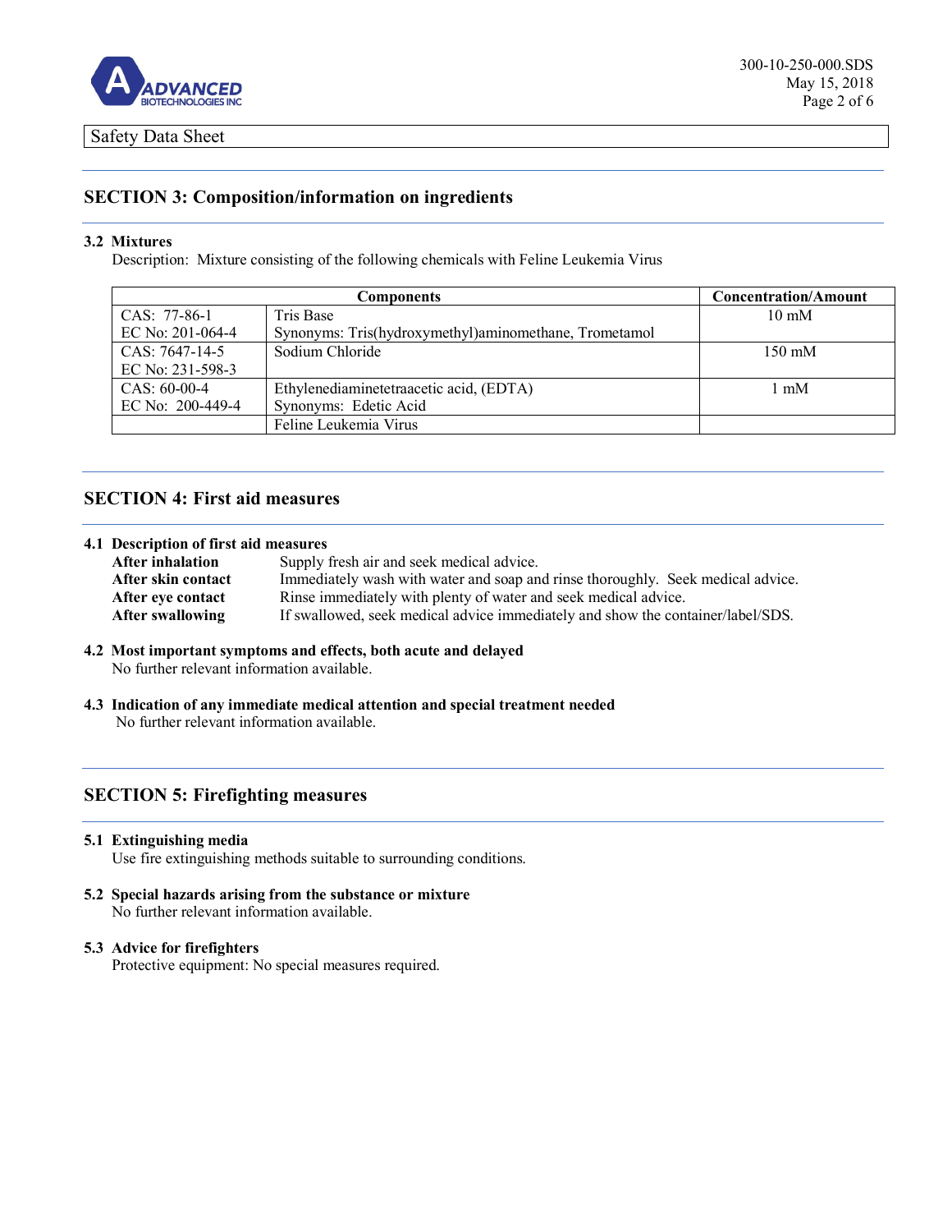Safety Data Sheet

## SECTION 3: Composition/information on ingredients

### 3.2 Mixtures

Description: Mixture consisting of the following chemicals with Feline Leukemia Virus

| Components | | Concentration/Amount |
|---|---|---|
| CAS: 77-86-1<br>EC No: 201-064-4 | Tris Base<br>Synonyms: Tris(hydroxymethyl)aminomethane, Trometamol | 10 mM |
| CAS: 7647-14-5<br>EC No: 231-598-3 | Sodium Chloride | 150 mM |
| CAS: 60-00-4<br>EC No: 200-449-4 | Ethylenediaminetetraacetic acid, (EDTA)<br>Synonyms: Edetic Acid | 1 mM |
| | Feline Leukemia Virus | |

## SECTION 4: First aid measures

### 4.1 Description of first aid measures

**After inhalation** Supply fresh air and seek medical advice.

**After skin contact** Immediately wash with water and soap and rinse thoroughly. Seek medical advice.

**After eye contact** Rinse immediately with plenty of water and seek medical advice.

**After swallowing** If swallowed, seek medical advice immediately and show the container/label/SDS.

### 4.2 Most important symptoms and effects, both acute and delayed

No further relevant information available.

### 4.3 Indication of any immediate medical attention and special treatment needed

No further relevant information available.

## SECTION 5: Firefighting measures

### 5.1 Extinguishing media

Use fire extinguishing methods suitable to surrounding conditions.

### 5.2 Special hazards arising from the substance or mixture

No further relevant information available.

### 5.3 Advice for firefighters

Protective equipment: No special measures required.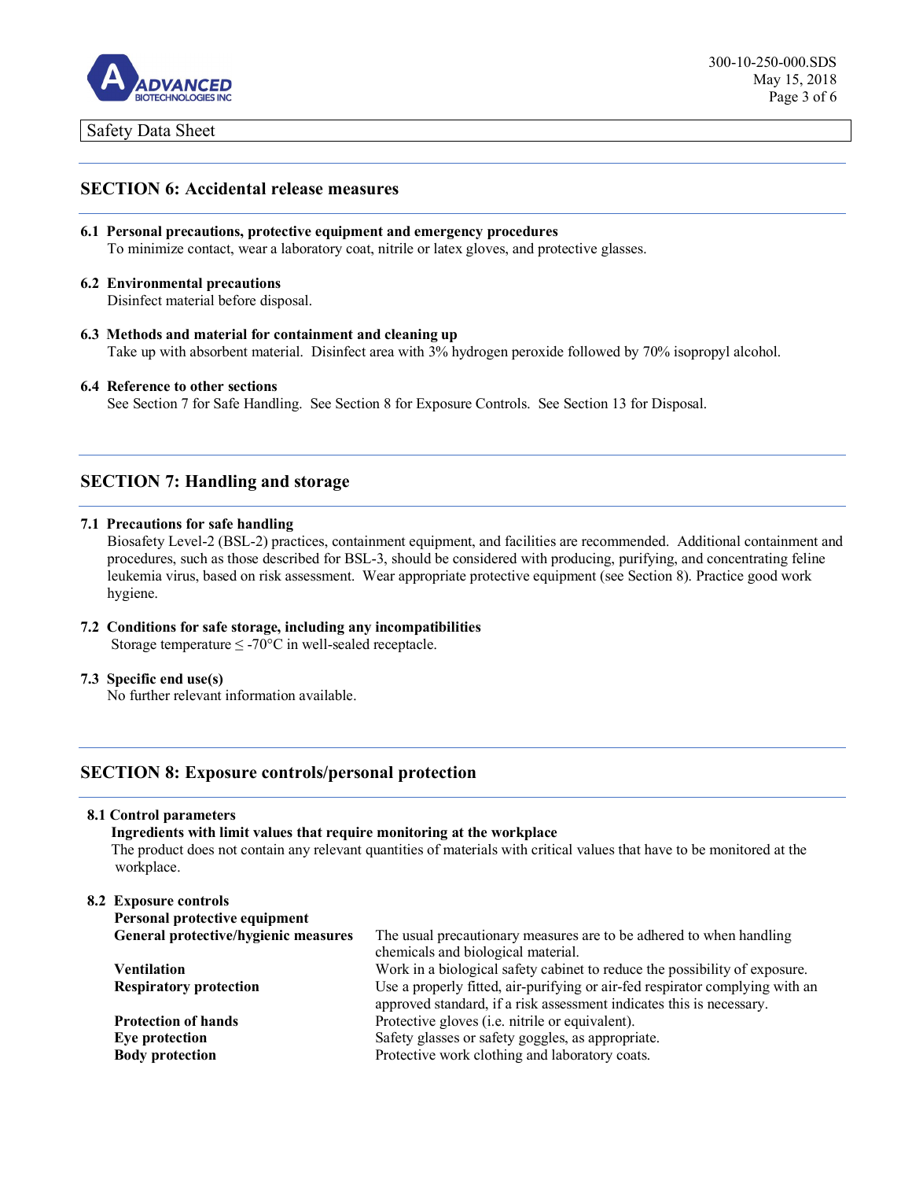Safety Data Sheet

## SECTION 6: Accidental release measures

**6.1 Personal precautions, protective equipment and emergency procedures**
To minimize contact, wear a laboratory coat, nitrile or latex gloves, and protective glasses.

**6.2 Environmental precautions**
Disinfect material before disposal.

**6.3 Methods and material for containment and cleaning up**
Take up with absorbent material. Disinfect area with 3% hydrogen peroxide followed by 70% isopropyl alcohol.

**6.4 Reference to other sections**
See Section 7 for Safe Handling. See Section 8 for Exposure Controls. See Section 13 for Disposal.

## SECTION 7: Handling and storage

**7.1 Precautions for safe handling**
Biosafety Level-2 (BSL-2) practices, containment equipment, and facilities are recommended. Additional containment and procedures, such as those described for BSL-3, should be considered with producing, purifying, and concentrating feline leukemia virus, based on risk assessment. Wear appropriate protective equipment (see Section 8). Practice good work hygiene.

**7.2 Conditions for safe storage, including any incompatibilities**
Storage temperature ≤ -70°C in well-sealed receptacle.

**7.3 Specific end use(s)**
No further relevant information available.

## SECTION 8: Exposure controls/personal protection

**8.1 Control parameters**
**Ingredients with limit values that require monitoring at the workplace**
The product does not contain any relevant quantities of materials with critical values that have to be monitored at the workplace.

**8.2 Exposure controls**
**Personal protective equipment**

| | |
|---|---|
| **General protective/hygienic measures** | The usual precautionary measures are to be adhered to when handling chemicals and biological material. |
| **Ventilation** | Work in a biological safety cabinet to reduce the possibility of exposure. |
| **Respiratory protection** | Use a properly fitted, air-purifying or air-fed respirator complying with an approved standard, if a risk assessment indicates this is necessary. |
| **Protection of hands** | Protective gloves (i.e. nitrile or equivalent). |
| **Eye protection** | Safety glasses or safety goggles, as appropriate. |
| **Body protection** | Protective work clothing and laboratory coats. |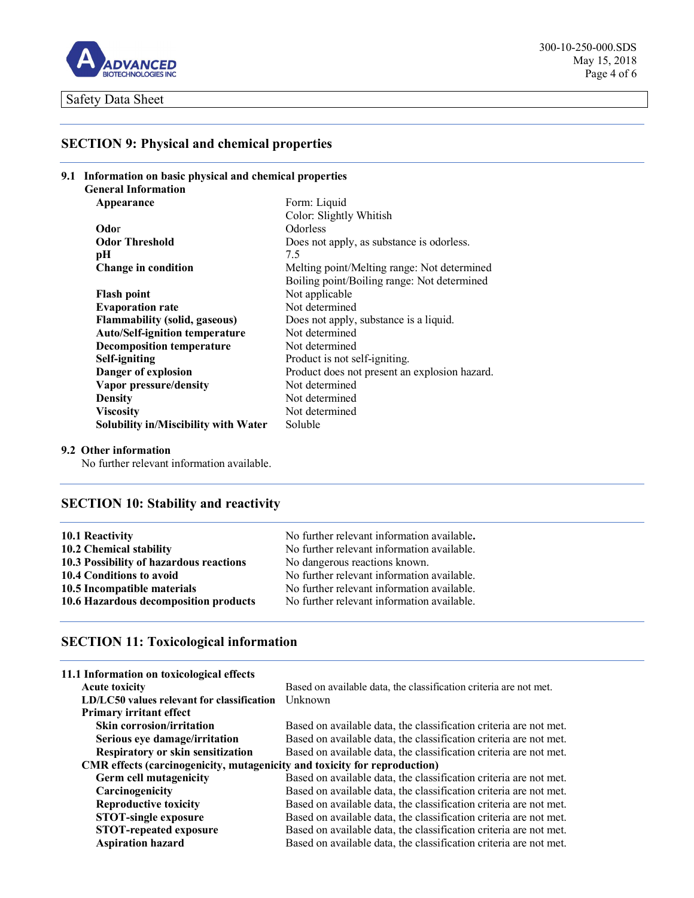## SECTION 9: Physical and chemical properties

### 9.1 Information on basic physical and chemical properties

**General Information**

| | |
|---|---|
| **Appearance** | Form: Liquid<br>Color: Slightly Whitish |
| **Odor** | Odorless |
| **Odor Threshold** | Does not apply, as substance is odorless. |
| **pH** | 7.5 |
| **Change in condition** | Melting point/Melting range: Not determined<br>Boiling point/Boiling range: Not determined |
| **Flash point** | Not applicable |
| **Evaporation rate** | Not determined |
| **Flammability (solid, gaseous)** | Does not apply, substance is a liquid. |
| **Auto/Self-ignition temperature** | Not determined |
| **Decomposition temperature** | Not determined |
| **Self-igniting** | Product is not self-igniting. |
| **Danger of explosion** | Product does not present an explosion hazard. |
| **Vapor pressure/density** | Not determined |
| **Density** | Not determined |
| **Viscosity** | Not determined |
| **Solubility in/Miscibility with Water** | Soluble |

### 9.2 Other information

No further relevant information available.

## SECTION 10: Stability and reactivity

| | |
|---|---|
| **10.1 Reactivity** | No further relevant information available. |
| **10.2 Chemical stability** | No further relevant information available. |
| **10.3 Possibility of hazardous reactions** | No dangerous reactions known. |
| **10.4 Conditions to avoid** | No further relevant information available. |
| **10.5 Incompatible materials** | No further relevant information available. |
| **10.6 Hazardous decomposition products** | No further relevant information available. |

## SECTION 11: Toxicological information

### 11.1 Information on toxicological effects

| | |
|---|---|
| **Acute toxicity** | Based on available data, the classification criteria are not met. |
| **LD/LC50 values relevant for classification** | Unknown |
| **Primary irritant effect** | |
| **Skin corrosion/irritation** | Based on available data, the classification criteria are not met. |
| **Serious eye damage/irritation** | Based on available data, the classification criteria are not met. |
| **Respiratory or skin sensitization** | Based on available data, the classification criteria are not met. |
| **CMR effects (carcinogenicity, mutagenicity and toxicity for reproduction)** | |
| **Germ cell mutagenicity** | Based on available data, the classification criteria are not met. |
| **Carcinogenicity** | Based on available data, the classification criteria are not met. |
| **Reproductive toxicity** | Based on available data, the classification criteria are not met. |
| **STOT-single exposure** | Based on available data, the classification criteria are not met. |
| **STOT-repeated exposure** | Based on available data, the classification criteria are not met. |
| **Aspiration hazard** | Based on available data, the classification criteria are not met. |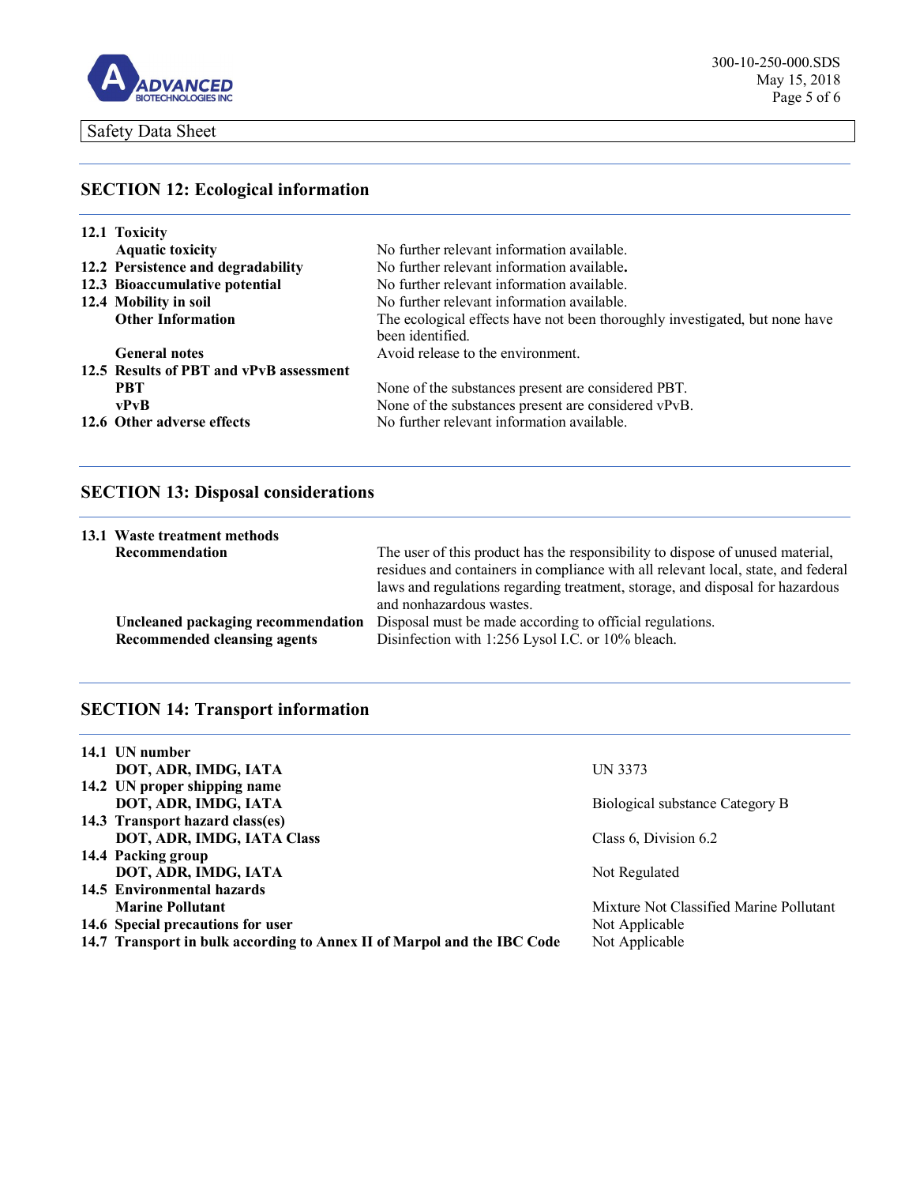## SECTION 12: Ecological information

| | |
|---|---|
| **12.1 Toxicity** | |
| **Aquatic toxicity** | No further relevant information available. |
| **12.2 Persistence and degradability** | No further relevant information available. |
| **12.3 Bioaccumulative potential** | No further relevant information available. |
| **12.4 Mobility in soil** | No further relevant information available. |
| **Other Information** | The ecological effects have not been thoroughly investigated, but none have been identified. |
| **General notes** | Avoid release to the environment. |
| **12.5 Results of PBT and vPvB assessment** | |
| **PBT** | None of the substances present are considered PBT. |
| **vPvB** | None of the substances present are considered vPvB. |
| **12.6 Other adverse effects** | No further relevant information available. |

## SECTION 13: Disposal considerations

| | |
|---|---|
| **13.1 Waste treatment methods** | |
| **Recommendation** | The user of this product has the responsibility to dispose of unused material, residues and containers in compliance with all relevant local, state, and federal laws and regulations regarding treatment, storage, and disposal for hazardous and nonhazardous wastes. |
| **Uncleaned packaging recommendation** | Disposal must be made according to official regulations. |
| **Recommended cleansing agents** | Disinfection with 1:256 Lysol I.C. or 10% bleach. |

## SECTION 14: Transport information

| | |
|---|---|
| **14.1 UN number** | |
| **DOT, ADR, IMDG, IATA** | UN 3373 |
| **14.2 UN proper shipping name** | |
| **DOT, ADR, IMDG, IATA** | Biological substance Category B |
| **14.3 Transport hazard class(es)** | |
| **DOT, ADR, IMDG, IATA Class** | Class 6, Division 6.2 |
| **14.4 Packing group** | |
| **DOT, ADR, IMDG, IATA** | Not Regulated |
| **14.5 Environmental hazards** | |
| **Marine Pollutant** | Mixture Not Classified Marine Pollutant |
| **14.6 Special precautions for user** | Not Applicable |
| **14.7 Transport in bulk according to Annex II of Marpol and the IBC Code** | Not Applicable |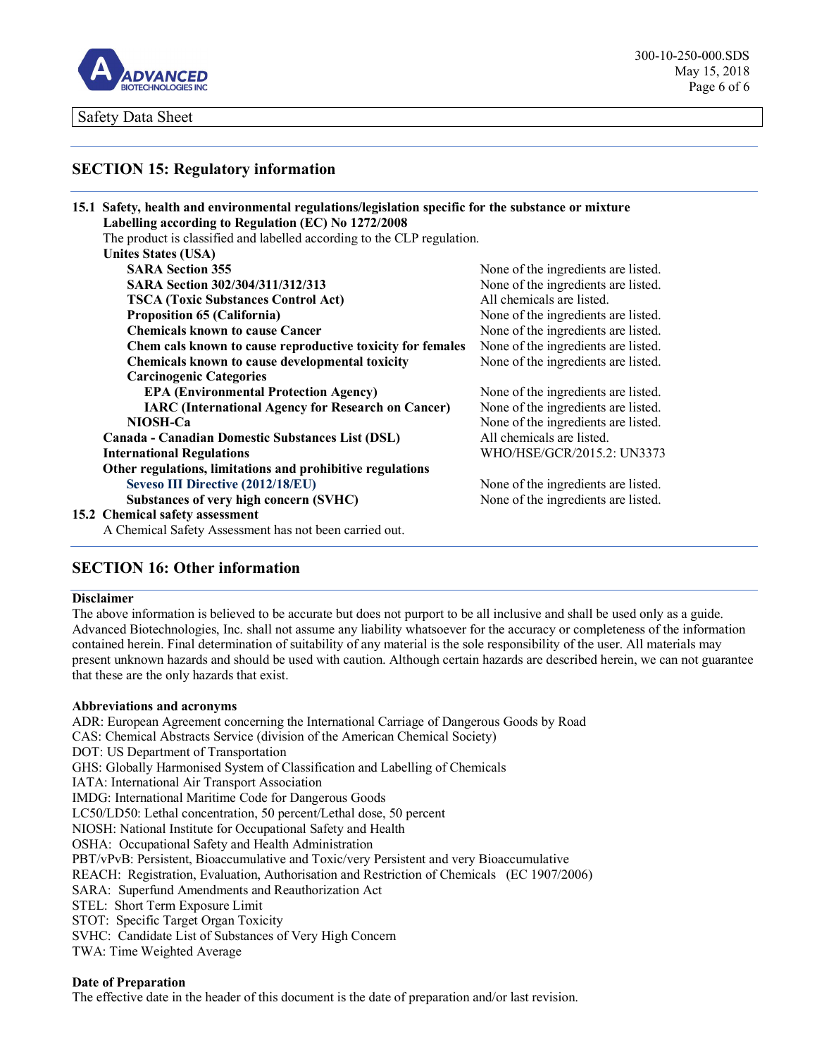Safety Data Sheet

## SECTION 15: Regulatory information

**15.1 Safety, health and environmental regulations/legislation specific for the substance or mixture**

**Labelling according to Regulation (EC) No 1272/2008**

The product is classified and labelled according to the CLP regulation.

| | |
|---|---|
| **Unites States (USA)** | |
| **SARA Section 355** | None of the ingredients are listed. |
| **SARA Section 302/304/311/312/313** | None of the ingredients are listed. |
| **TSCA (Toxic Substances Control Act)** | All chemicals are listed. |
| **Proposition 65 (California)** | None of the ingredients are listed. |
| **Chemicals known to cause Cancer** | None of the ingredients are listed. |
| **Chem cals known to cause reproductive toxicity for females** | None of the ingredients are listed. |
| **Chemicals known to cause developmental toxicity** | None of the ingredients are listed. |
| **Carcinogenic Categories** | |
| **EPA (Environmental Protection Agency)** | None of the ingredients are listed. |
| **IARC (International Agency for Research on Cancer)** | None of the ingredients are listed. |
| **NIOSH-Ca** | None of the ingredients are listed. |
| **Canada - Canadian Domestic Substances List (DSL)** | All chemicals are listed. |
| **International Regulations** | WHO/HSE/GCR/2015.2: UN3373 |
| **Other regulations, limitations and prohibitive regulations** | |
| **Seveso III Directive (2012/18/EU)** | None of the ingredients are listed. |
| **Substances of very high concern (SVHC)** | None of the ingredients are listed. |

**15.2 Chemical safety assessment**

A Chemical Safety Assessment has not been carried out.

## SECTION 16: Other information

**Disclaimer**

The above information is believed to be accurate but does not purport to be all inclusive and shall be used only as a guide. Advanced Biotechnologies, Inc. shall not assume any liability whatsoever for the accuracy or completeness of the information contained herein. Final determination of suitability of any material is the sole responsibility of the user. All materials may present unknown hazards and should be used with caution. Although certain hazards are described herein, we can not guarantee that these are the only hazards that exist.

**Abbreviations and acronyms**

ADR: European Agreement concerning the International Carriage of Dangerous Goods by Road
CAS: Chemical Abstracts Service (division of the American Chemical Society)
DOT: US Department of Transportation
GHS: Globally Harmonised System of Classification and Labelling of Chemicals
IATA: International Air Transport Association
IMDG: International Maritime Code for Dangerous Goods
LC50/LD50: Lethal concentration, 50 percent/Lethal dose, 50 percent
NIOSH: National Institute for Occupational Safety and Health
OSHA: Occupational Safety and Health Administration
PBT/vPvB: Persistent, Bioaccumulative and Toxic/very Persistent and very Bioaccumulative
REACH: Registration, Evaluation, Authorisation and Restriction of Chemicals (EC 1907/2006)
SARA: Superfund Amendments and Reauthorization Act
STEL: Short Term Exposure Limit
STOT: Specific Target Organ Toxicity
SVHC: Candidate List of Substances of Very High Concern
TWA: Time Weighted Average

**Date of Preparation**

The effective date in the header of this document is the date of preparation and/or last revision.